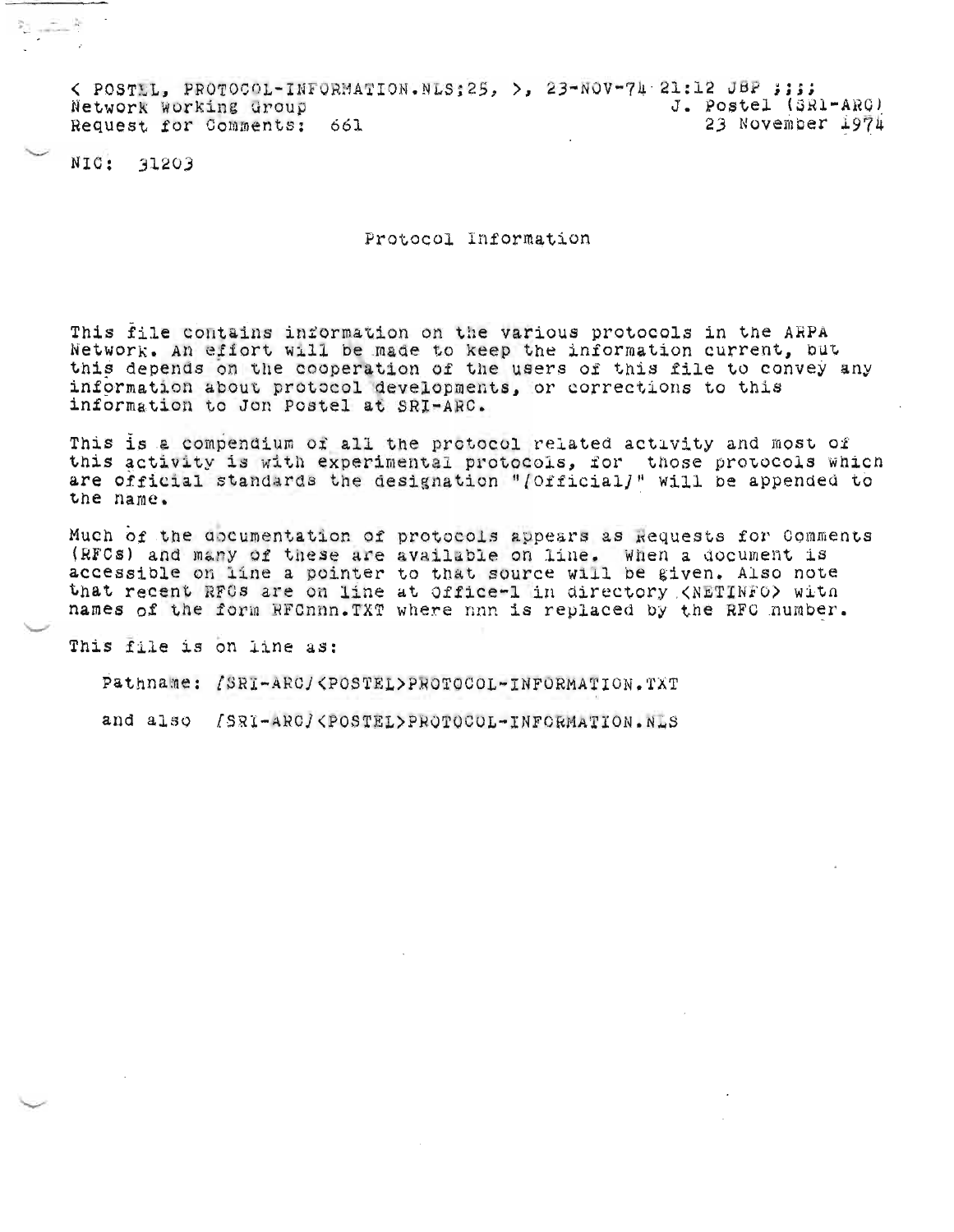< POSTEL, PROTOCOL-INFORMATION.NLS;25, >, 23-NOV-74 21:12 JBP ;;;;
Network Working Group J. Postel (SRI-ARC)
Request for Comments: 661 23 November 1974

NIC: 31203

# Protocol Information

This file contains information on the various protocols in the ARPA Network. An effort will be made to keep the information current, but this depends on the cooperation of the users of this file to convey any information about protocol developments, or corrections to this information to Jon Postel at SRI-ARC.

This is a compendium of all the protocol related activity and most of this activity is with experimental protocols, for those protocols which are official standards the designation "/Official/" will be appended to the name.

Much of the documentation of protocols appears as Requests for Comments (RFCs) and many of these are available on line. When a document is accessible on line a pointer to that source will be given. Also note that recent RFCs are on line at Office-1 in directory <NETINFO> with names of the form RFCnnn.TXT where nnn is replaced by the RFC number.

This file is on line as:

Pathname: /SRI-ARC/<POSTEL>PROTOCOL-INFORMATION.TXT

and also /SRI-ARC/<POSTEL>PROTOCOL-INFORMATION.NLS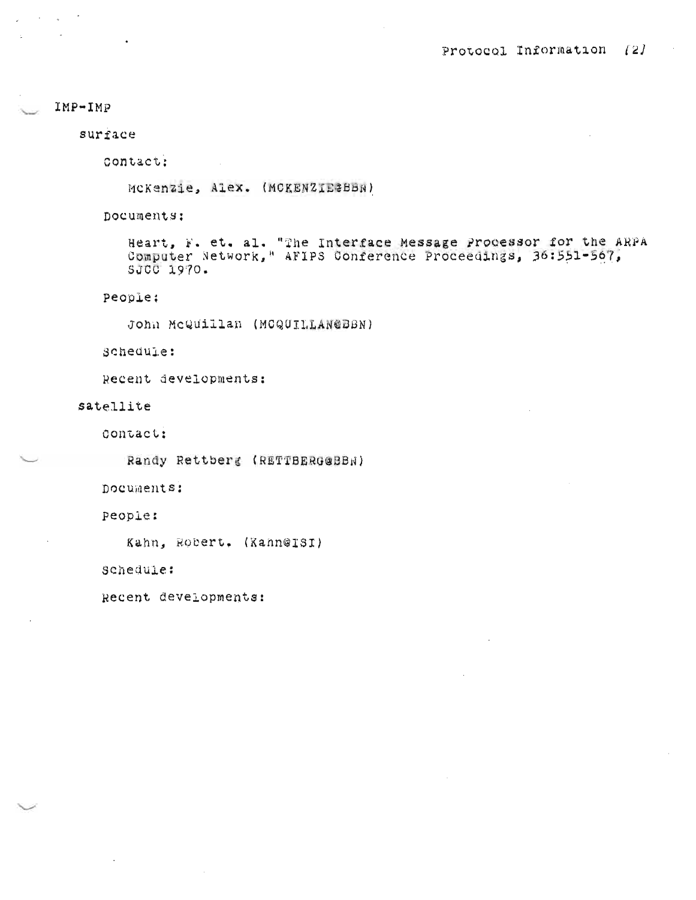IMP-IMP

surface

Contact:

McKenzie, Alex. (MCKENZIE@BBN)

Documents:

Heart, F. et. al. "The Interface Message Processor for the ARPA Computer Network," AFIPS Conference Proceedings, 36:551-567, SJCC 1970.

People:

John McQuillan (MCQUILLAN@BBN)

Schedule:

Recent developments:

satellite

Contact:

Randy Rettberg (RETTBERG@BBN)

Documents:

People:

Kahn, Robert. (Kahn@ISI)

Schedule:

Recent developments: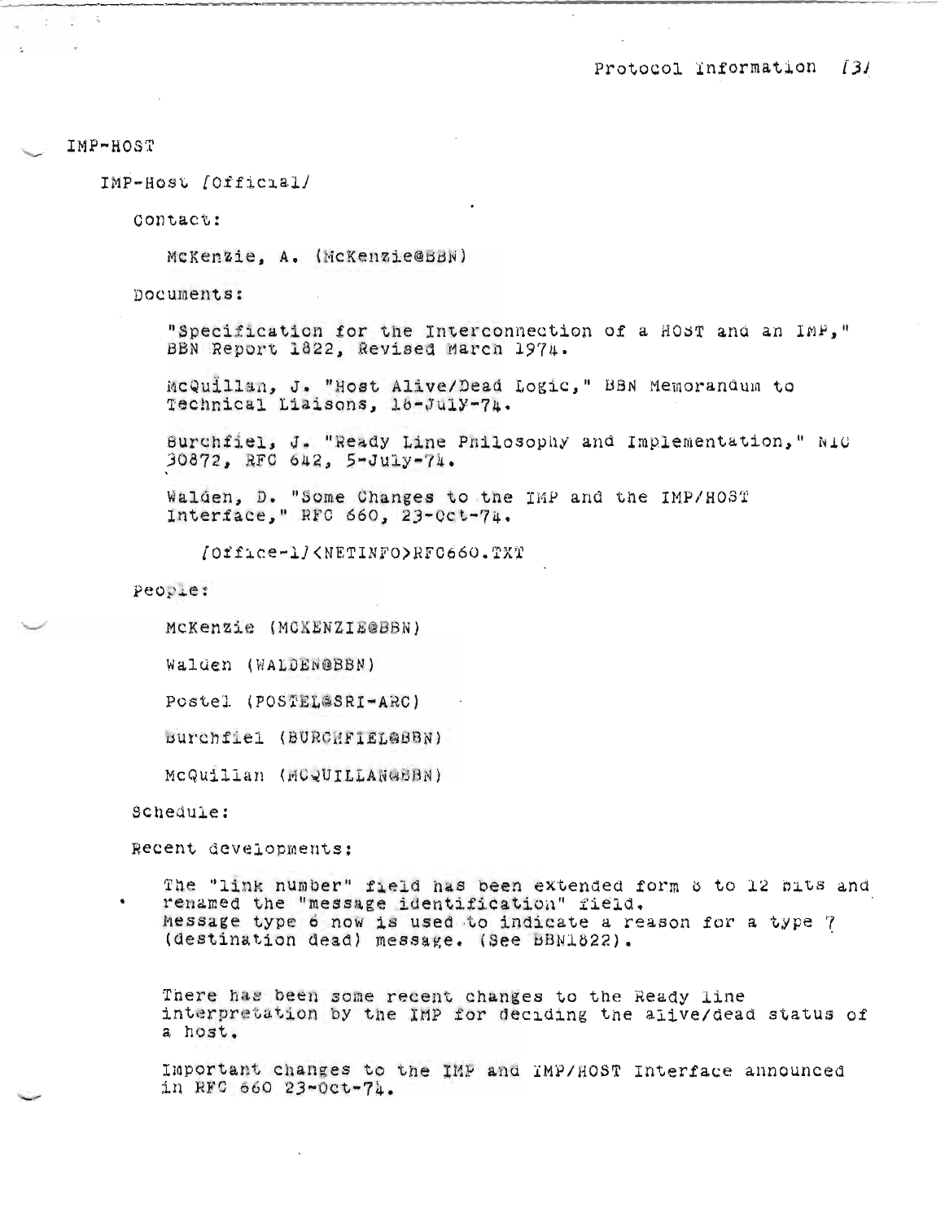# IMP-HOST

## IMP-Host (Official)

Contact:

McKenzie, A. (McKenzie@BBN)

Documents:

"Specification for the Interconnection of a HOST and an IMP," BBN Report 1822, Revised March 1974.

McQuillan, J. "Host Alive/Dead Logic," BBN Memorandum to Technical Liaisons, 18-July-74.

Burchfiel, J. "Ready Line Philosophy and Implementation," NIC 30872, RFC 642, 5-July-74.

Walden, D. "Some Changes to the IMP and the IMP/HOST Interface," RFC 660, 23-Oct-74.

(Office-1)<NETINFO>RFC660.TXT

People:

McKenzie (MCKENZIE@BBN)

Walden (WALDEN@BBN)

Postel (POSTEL@SRI-ARC)

Burchfiel (BURCHFIEL@BBN)

McQuillan (MCQUILLAN@BBN)

Schedule:

Recent developments:

The "link number" field has been extended form 8 to 12 bits and renamed the "message identification" field.
Message type 6 now is used to indicate a reason for a type 7 (destination dead) message. (See BBN1822).

There has been some recent changes to the Ready line interpretation by the IMP for deciding the alive/dead status of a host.

Important changes to the IMP and IMP/HOST Interface announced in RFC 660 23-Oct-74.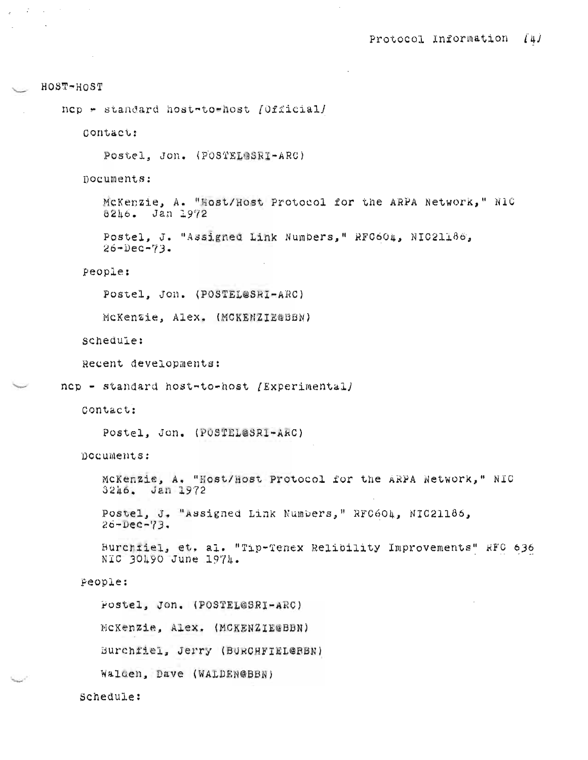HOST-HOST

ncp - standard host-to-host [Official]

Contact:

Postel, Jon. (POSTEL@SRI-ARC)

Documents:

McKenzie, A. "Host/Host Protocol for the ARPA Network," NIC 8246. Jan 1972

Postel, J. "Assigned Link Numbers," RFC604, NIC21186, 26-Dec-73.

People:

Postel, Jon. (POSTEL@SRI-ARC)

McKenzie, Alex. (MCKENZIE@BBN)

Schedule:

Recent developments:

ncp - standard host-to-host [Experimental]

Contact:

Postel, Jon. (POSTEL@SRI-ARC)

Documents:

McKenzie, A. "Host/Host Protocol for the ARPA Network," NIC 8246. Jan 1972

Postel, J. "Assigned Link Numbers," RFC604, NIC21186, 26-Dec-73.

Burchfiel, et. al. "Tip-Tenex Relibility Improvements" RFC 636 NIC 30490 June 1974.

People:

Postel, Jon. (POSTEL@SRI-ARC)

McKenzie, Alex. (MCKENZIE@BBN)

Burchfiel, Jerry (BURCHFIEL@BBN)

Walden, Dave (WALDEN@BBN)

Schedule: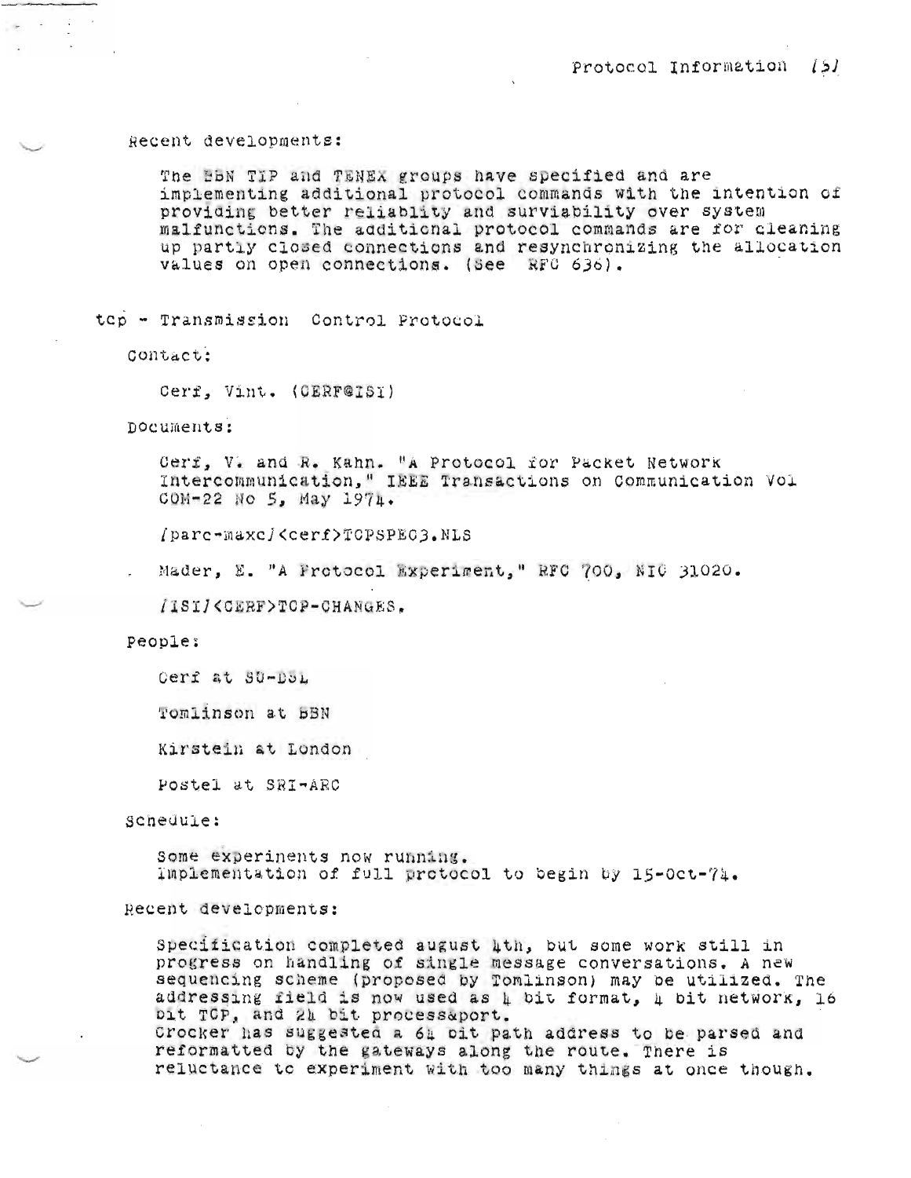Recent developments:

The BBN TIP and TENEX groups have specified and are implementing additional protocol commands with the intention of providing better reliablity and surviability over system malfunctions. The additional protocol commands are for cleaning up partly closed connections and resynchronizing the allocation values on open connections. (See RFC 636).

tcp - Transmission Control Protocol

Contact:

Cerf, Vint. (CERF@ISI)

Documents:

Cerf, V. and R. Kahn. "A Protocol for Packet Network Intercommunication," IEEE Transactions on Communication Vol COM-22 No 5, May 1974.

/parc-maxc/<cerf>TCPSPEC3.NLS

Mader, E. "A Protocol Experiment," RFC 700, NIC 31020.

/ISI/<CERF>TCP-CHANGES.

People:

Cerf at SU-DSL

Tomlinson at BBN

Kirstein at London

Postel at SRI-ARC

Schedule:

Some experinents now running.
Implementation of full protocol to begin by 15-Oct-74.

Recent developments:

Specification completed august 4th, but some work still in progress on handling of single message conversations. A new sequencing scheme (proposed by Tomlinson) may be utilized. The addressing field is now used as 4 bit format, 4 bit network, 16 bit TCP, and 24 bit process&port.
Crocker has suggested a 64 bit path address to be parsed and reformatted by the gateways along the route. There is reluctance to experiment with too many things at once though.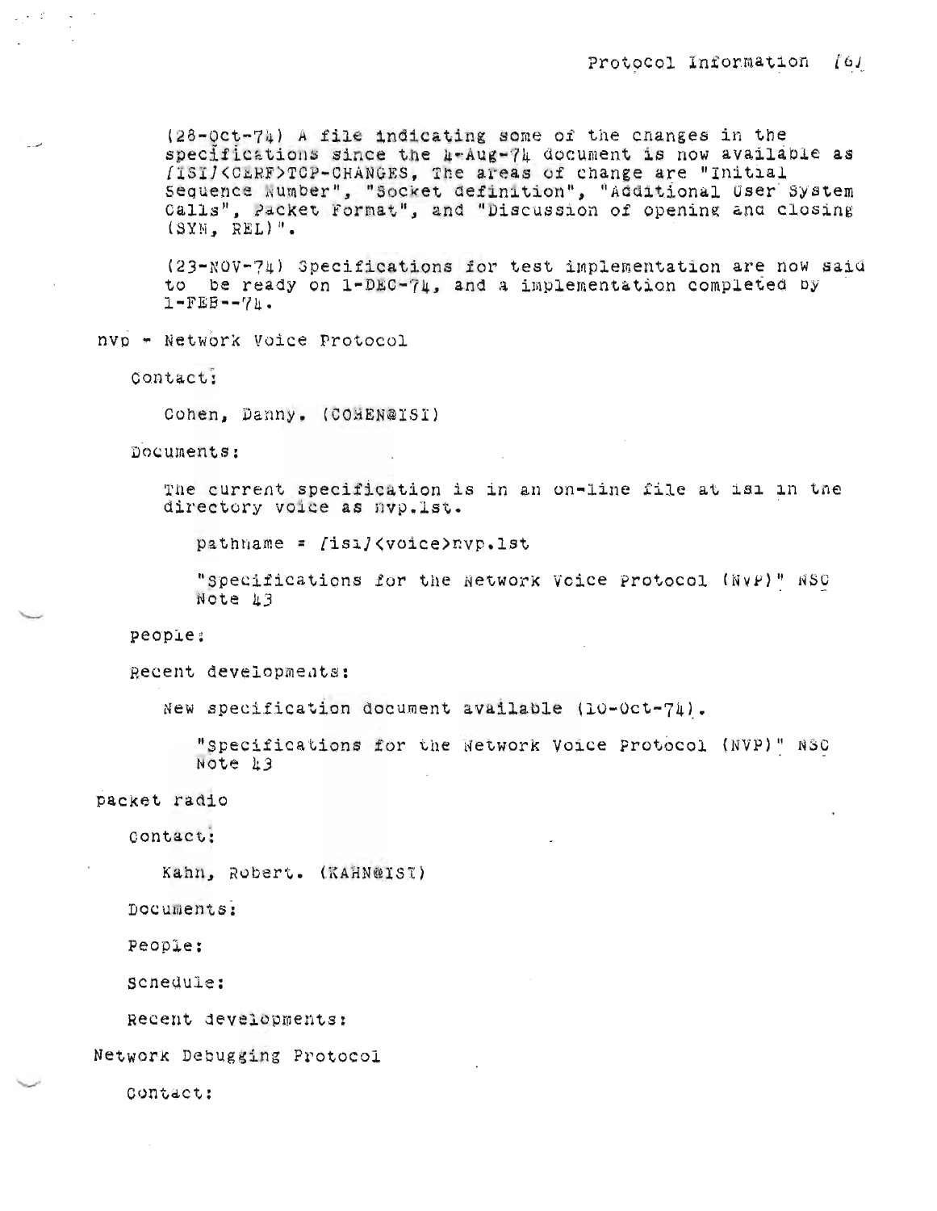(28-Oct-74) A file indicating some of the changes in the specifications since the 4-Aug-74 document is now available as [ISI]<CERF>TCP-CHANGES, The areas of change are "Initial Sequence Number", "Socket definition", "Additional User System Calls", Packet Format", and "Discussion of opening and closing (SYN, REL)".

(23-NOV-74) Specifications for test implementation are now said to be ready on 1-DEC-74, and a implementation completed by 1-FEB--74.

nvp - Network Voice Protocol

Contact:

Cohen, Danny. (COHEN@ISI)

Documents:

The current specification is in an on-line file at isi in the directory voice as nvp.lst.

pathname = [isi]<voice>nvp.lst

"Specifications for the Network Voice Protocol (NVP)" NSC Note 43

people:

Recent developments:

New specification document available (10-Oct-74).

"Specifications for the Network Voice Protocol (NVP)" NSC Note 43

packet radio

Contact:

Kahn, Robert. (KAHN@ISI)

Documents:

People:

Schedule:

Recent developments:

Network Debugging Protocol

Contact: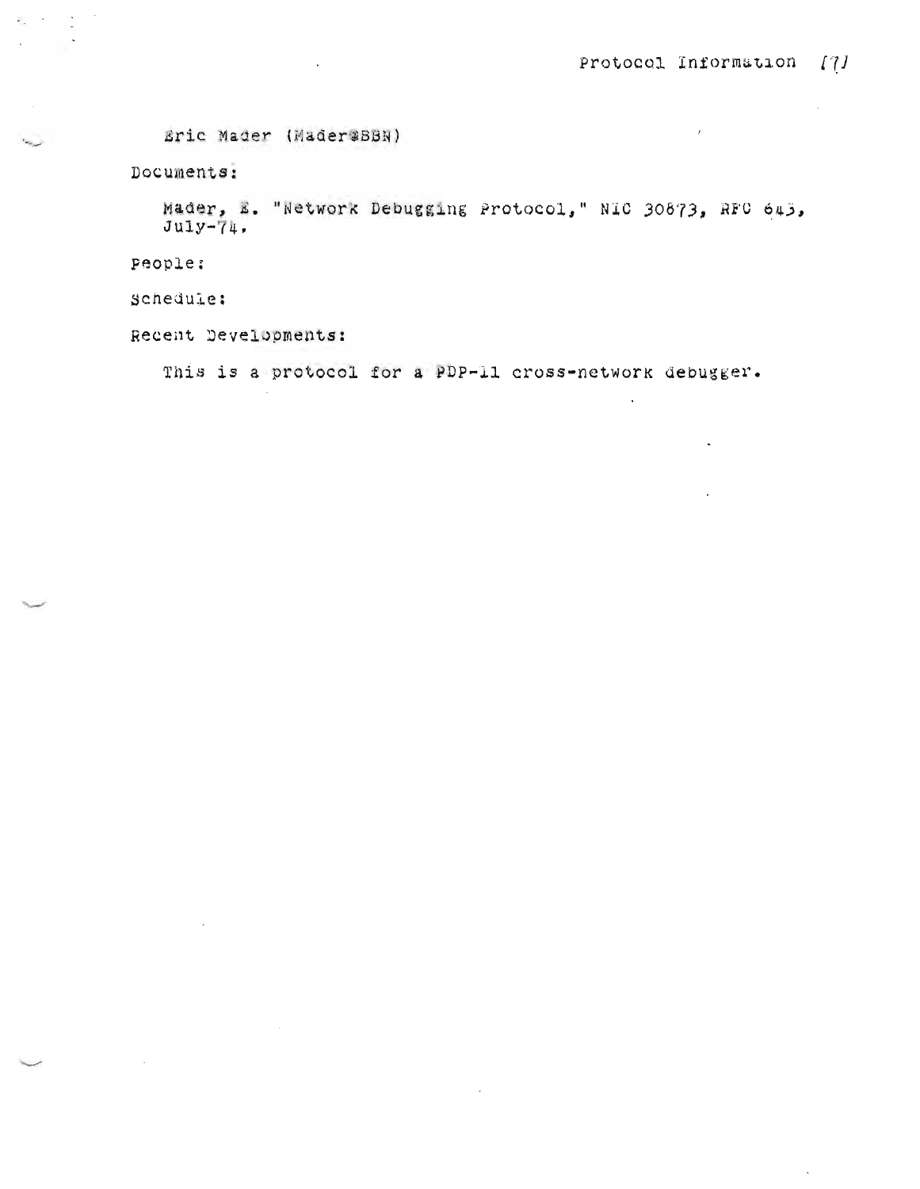Eric Mader (Mader@BBN)

Documents:

Mader, E. "Network Debugging Protocol," NIC 30873, RFC 643, July-74.

People:

Schedule:

Recent Developments:

This is a protocol for a PDP-11 cross-network debugger.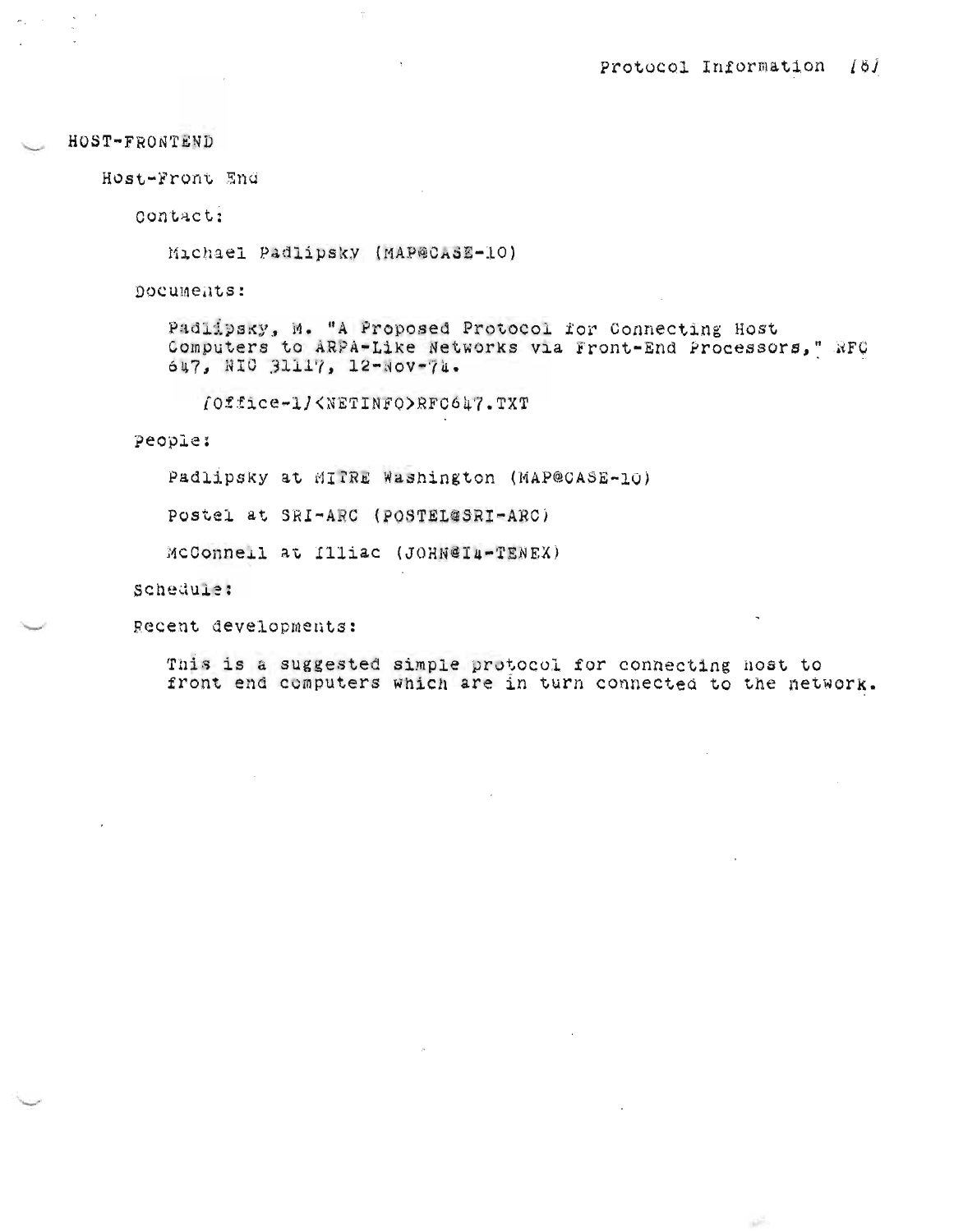# HOST-FRONTEND

## Host-Front End

Contact:

Michael Padlipsky (MAP@CASE-10)

Documents:

Padlipsky, M. "A Proposed Protocol for Connecting Host Computers to ARPA-Like Networks via Front-End Processors," RFC 647, NIC 31117, 12-Nov-74.

[Office-1]<NETINFO>RFC647.TXT

People:

Padlipsky at MITRE Washington (MAP@CASE-10)

Postel at SRI-ARC (POSTEL@SRI-ARC)

McConnell at Illiac (JOHN@I4-TENEX)

Schedule:

Recent developments:

This is a suggested simple protocol for connecting host to front end computers which are in turn connected to the network.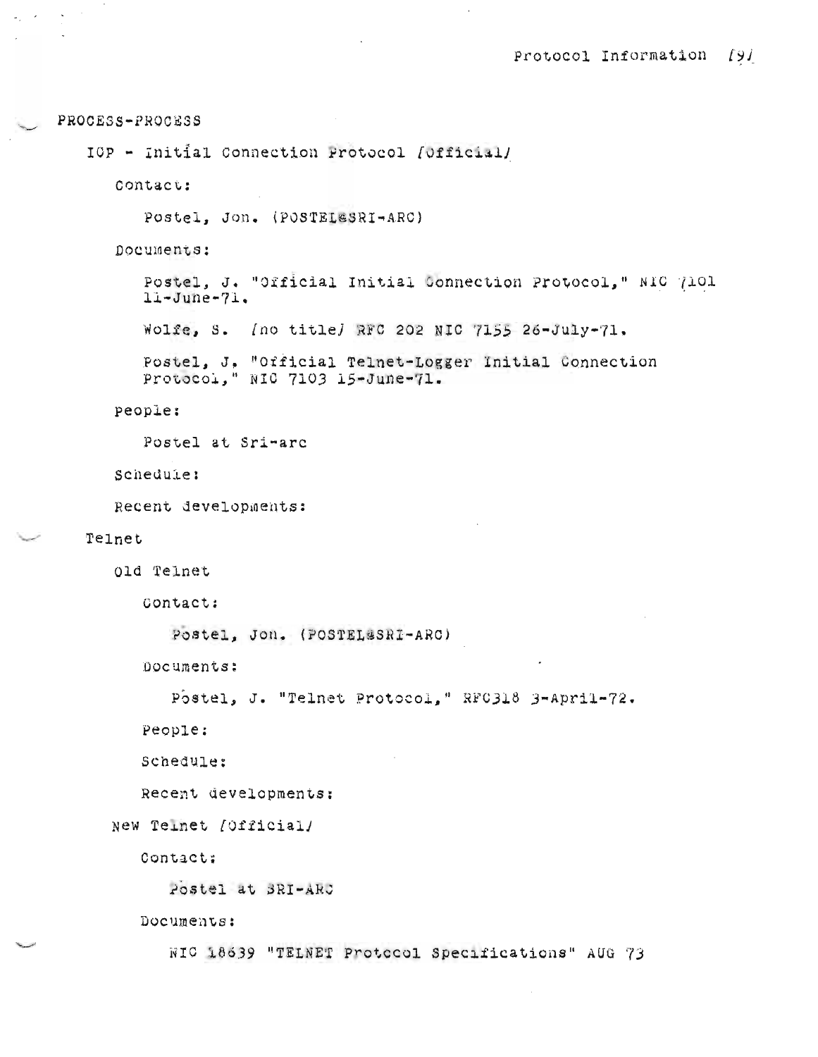PROCESS-PROCESS

IOP - Initial Connection Protocol /Official/

Contact:

Postel, Jon. (POSTEL@SRI-ARC)

Documents:

Postel, J. "Official Initial Connection Protocol," NIC 7101 11-June-71.

Wolfe, S. /no title/ RFC 202 NIC 7155 26-July-71.

Postel, J. "Official Telnet-Logger Initial Connection Protocol," NIC 7103 15-June-71.

People:

Postel at Sri-arc

Schedule:

Recent developments:

Telnet

Old Telnet

Contact:

Postel, Jon. (POSTEL@SRI-ARC)

Documents:

Postel, J. "Telnet Protocol," RFC318 3-April-72.

People:

Schedule:

Recent developments:

New Telnet /Official/

Contact:

Postel at SRI-ARC

Documents:

NIC 18639 "TELNET Protocol Specifications" AUG 73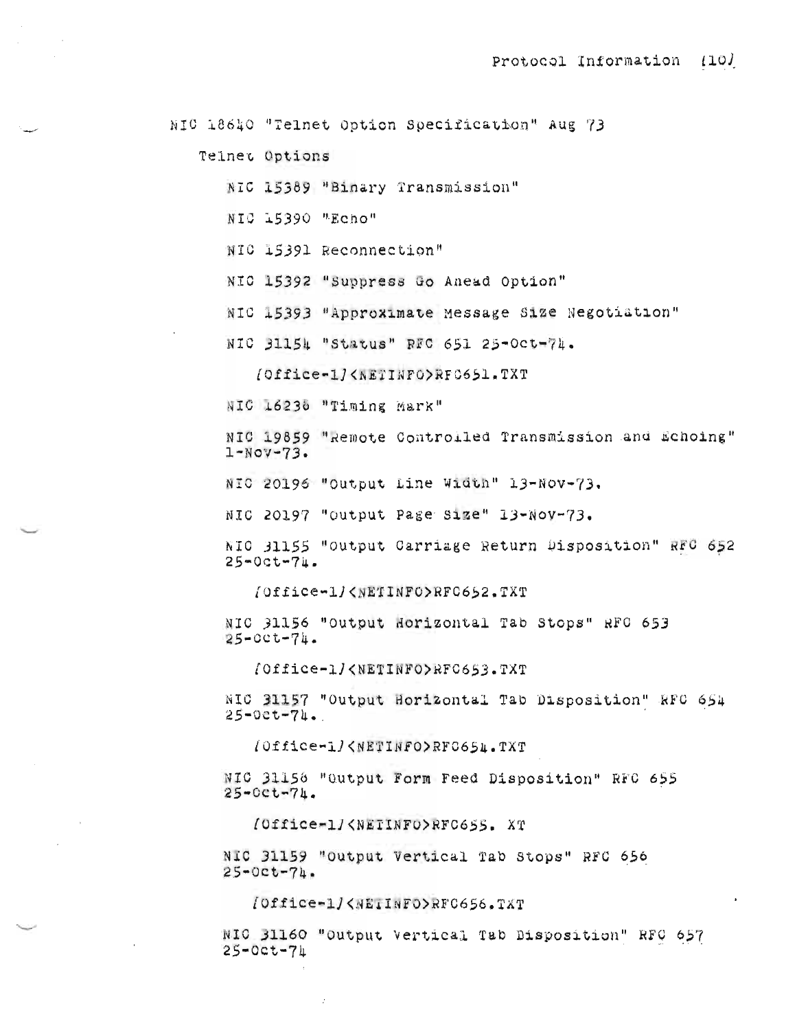NIC 18640 "Telnet Option Specification" Aug 73

Telnet Options

NIC 15389 "Binary Transmission"

NIC 15390 "Echo"

NIC 15391 Reconnection"

NIC 15392 "Suppress Go Ahead Option"

NIC 15393 "Approximate Message Size Negotiation"

NIC 31154 "Status" RFC 651 25-Oct-74.

[Office-1]<NETINFO>RFC651.TXT

NIC 16238 "Timing Mark"

NIC 19859 "Remote Controlled Transmission and Echoing" 1-Nov-73.

NIC 20196 "Output Line Width" 13-Nov-73.

NIC 20197 "Output Page Size" 13-Nov-73.

NIC 31155 "Output Carriage Return Disposition" RFC 652 25-Oct-74.

[Office-1]<NETINFO>RFC652.TXT

NIC 31156 "Output Horizontal Tab Stops" RFC 653 25-Oct-74.

[Office-1]<NETINFO>RFC653.TXT

NIC 31157 "Output Horizontal Tab Disposition" RFC 654 25-Oct-74.

[Office-1]<NETINFO>RFC654.TXT

NIC 31158 "Output Form Feed Disposition" RFC 655 25-Oct-74.

[Office-1]<NETINFO>RFC655. XT

NIC 31159 "Output Vertical Tab Stops" RFC 656 25-Oct-74.

[Office-1]<NETINFO>RFC656.TXT

NIC 31160 "Output Vertical Tab Disposition" RFC 657 25-Oct-74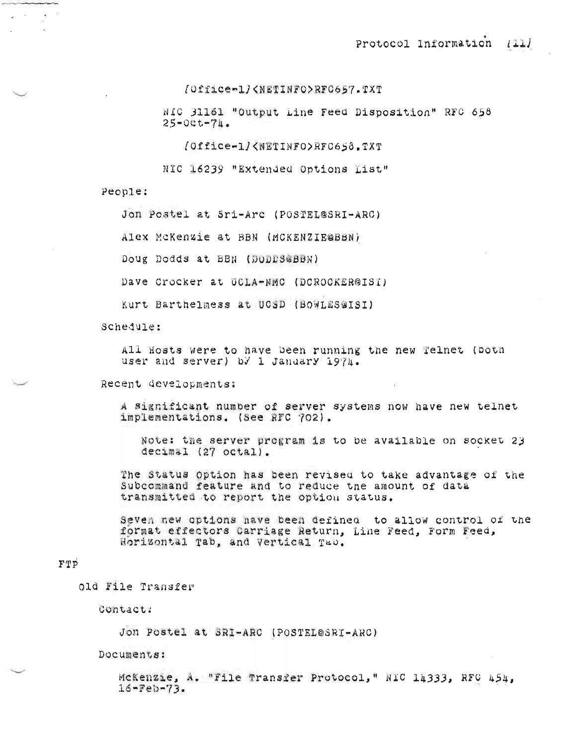[Office-1]<NETINFO>RFC657.TXT

NIC 31161 "Output Line Feed Disposition" RFC 658 25-Oct-74.

[Office-1]<NETINFO>RFC658.TXT

NIC 16239 "Extended Options List"

People:

Jon Postel at Sri-Arc (POSTEL@SRI-ARC)

Alex McKenzie at BBN (MCKENZIE@BBN)

Doug Dodds at BBN (DODDS@BBN)

Dave Crocker at UCLA-NMC (DCROCKER@ISI)

Kurt Barthelmess at UCSD (BOWLES@ISI)

Schedule:

All Hosts were to have been running the new Telnet (both user and server) by 1 January 1974.

Recent developments:

A significant number of server systems now have new telnet implementations. (See RFC 702).

Note: the server program is to be available on socket 23 decimal (27 octal).

The Status Option has been revised to take advantage of the Subcommand feature and to reduce the amount of data transmitted to report the option status.

Seven new options have been defined to allow control of the format effectors Carriage Return, Line Feed, Form Feed, Horizontal Tab, and Vertical Tab.

FTP

Old File Transfer

Contact:

Jon Postel at SRI-ARC (POSTEL@SRI-ARC)

Documents:

McKenzie, A. "File Transfer Protocol," NIC 14333, RFC 454, 16-Feb-73.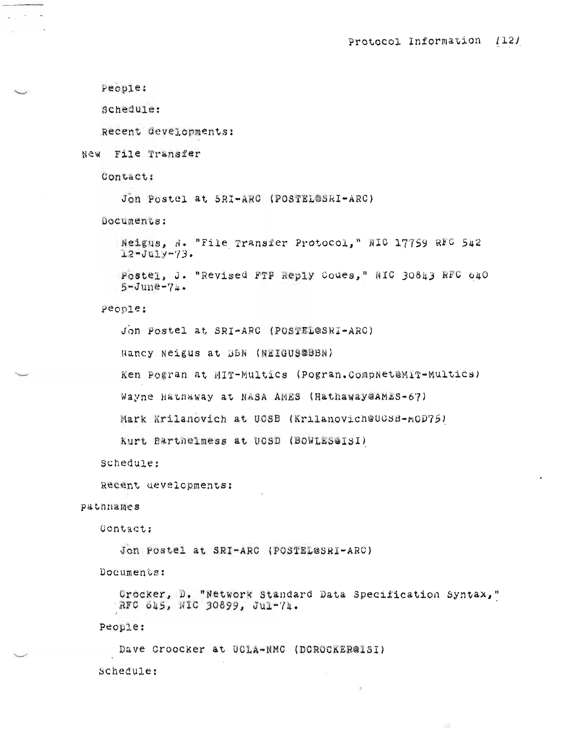People:

Schedule:

Recent developments:

New File Transfer

Contact:

Jon Postel at SRI-ARC (POSTEL@SRI-ARC)

Documents:

Neigus, N. "File Transfer Protocol," NIC 17759 RFC 542 12-July-73.

Postel, J. "Revised FTP Reply Codes," NIC 30843 RFC 640 5-June-74.

People:

Jon Postel at SRI-ARC (POSTEL@SRI-ARC)

Nancy Neigus at BBN (NEIGUS@BBN)

Ken Pogran at MIT-Multics (Pogran.CompNet@MIT-Multics)

Wayne Hathaway at NASA AMES (Hathaway@AMES-67)

Mark Krilanovich at UCSB (Krilanovich@UCSB-MOD75)

Kurt Barthelmess at UCSD (BOWLES@ISI)

Schedule:

Recent developments:

Pathnames

Contact:

Jon Postel at SRI-ARC (POSTEL@SRI-ARC)

Documents:

Crocker, D. "Network Standard Data Specification Syntax," RFC 645, NIC 30899, Jul-74.

People:

Dave Croocker at UCLA-NMC (DCROCKER@ISI)

Schedule: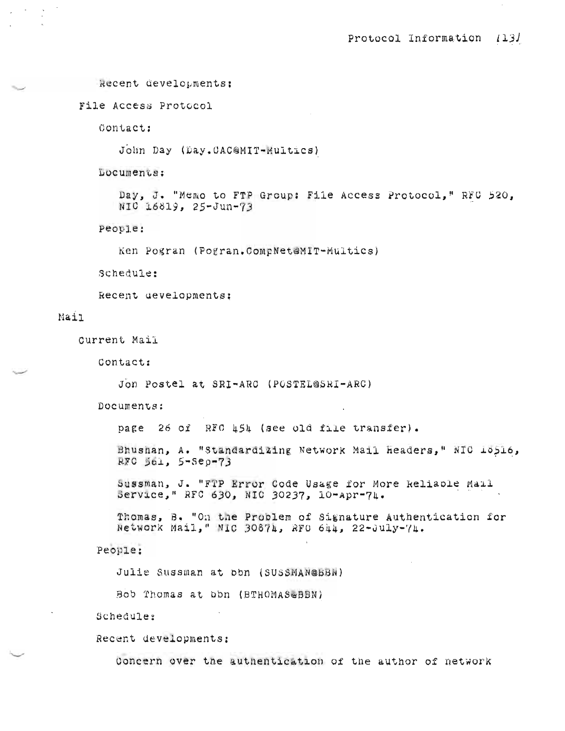Recent developments:

File Access Protocol

Contact:

John Day (Day.CAC@MIT-Multics)

Documents:

Day, J. "Memo to FTP Group: File Access Protocol," RFC 520, NIC 16819, 25-Jun-73

People:

Ken Pogran (Pogran.CompNet@MIT-Multics)

Schedule:

Recent developments:

Mail

Current Mail

Contact:

Jon Postel at SRI-ARC (POSTEL@SRI-ARC)

Documents:

page 26 of RFC 454 (see old file transfer).

Bhushan, A. "Standardizing Network Mail Headers," NIC 18516, RFC 561, 5-Sep-73

Sussman, J. "FTP Error Code Usage for More Reliable Mail Service," RFC 630, NIC 30237, 10-Apr-74.

Thomas, B. "On the Problem of Signature Authentication for Network Mail," NIC 30874, RFC 644, 22-July-74.

People:

Julie Sussman at bbn (SUSSMAN@BBN)

Bob Thomas at bbn (BTHOMAS@BBN)

Schedule:

Recent developments:

Concern over the authentication of the author of network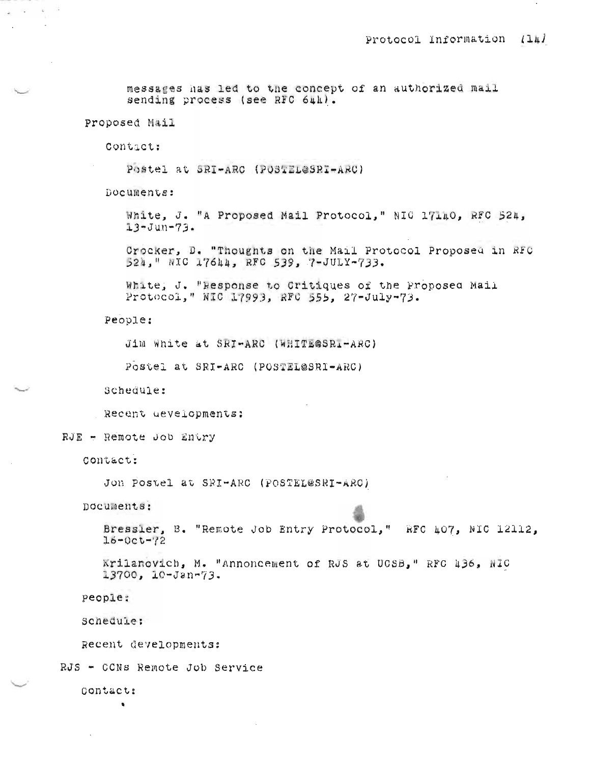messages has led to the concept of an authorized mail sending process (see RFC 644).

Proposed Mail

Contact:

Postel at SRI-ARC (POSTEL@SRI-ARC)

Documents:

White, J. "A Proposed Mail Protocol," NIC 17140, RFC 524, 13-Jun-73.

Crocker, D. "Thoughts on the Mail Protocol Proposed in RFC 524," NIC 17644, RFC 539, 7-JULY-733.

White, J. "Response to Critiques of the Proposed Mail Protocol," NIC 17993, RFC 555, 27-July-73.

People:

Jim White at SRI-ARC (WHITE@SRI-ARC)

Postel at SRI-ARC (POSTEL@SRI-ARC)

Schedule:

Recent developments:

RJE - Remote Job Entry

Contact:

Jon Postel at SRI-ARC (POSTEL@SRI-ARC)

Documents:

Bressler, B. "Remote Job Entry Protocol," RFC 407, NIC 12112, 16-Oct-72

Krilanovich, M. "Annoncement of RJS at UCSB," RFC 436, NIC 13700, 10-Jan-73.

People:

Schedule:

Recent developments:

RJS - CCNs Remote Job Service

Contact: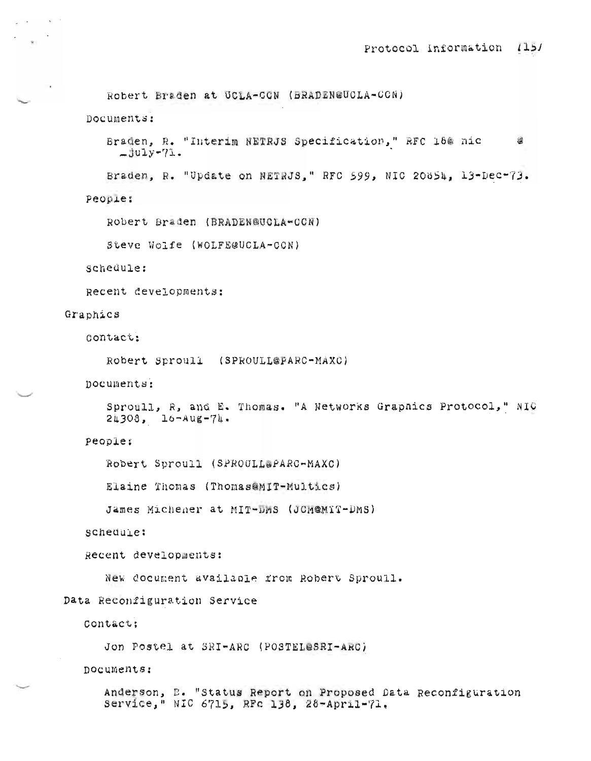Robert Braden at UCLA-CCN (BRADEN@UCLA-CCN)

Documents:

Braden, R. "Interim NETRJS Specification," RFC 18@ nic @ _July-71.

Braden, R. "Update on NETRJS," RFC 599, NIC 20854, 13-Dec-73.

People:

Robert Braden (BRADEN@UCLA-CCN)

Steve Wolfe (WOLFE@UCLA-CCN)

Schedule:

Recent developments:

Graphics

Contact:

Robert Sproull (SPROULL@PARC-MAXC)

Documents:

Sproull, R, and E. Thomas. "A Networks Graphics Protocol," NIC 24308, 16-Aug-74.

People:

Robert Sproull (SPROULL@PARC-MAXC)

Elaine Thomas (Thomas@MIT-Multics)

James Michener at MIT-DMS (JCM@MIT-DMS)

Schedule:

Recent developments:

New document available from Robert Sproull.

Data Reconfiguration Service

Contact:

Jon Postel at SRI-ARC (POSTEL@SRI-ARC)

Documents:

Anderson, B. "Status Report on Proposed Data Reconfiguration Service," NIC 6715, RFC 138, 28-April-71.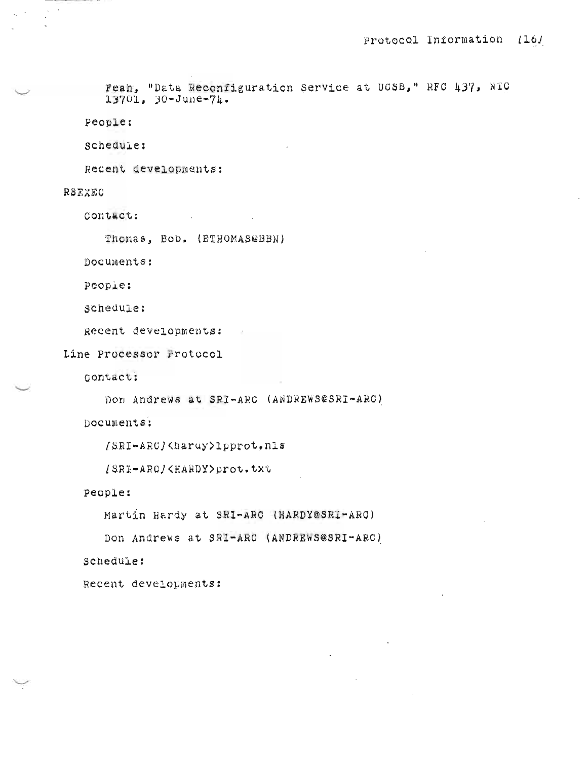Feah, "Data Reconfiguration Service at UCSB," RFC 437, NIC 13701, 30-June-74.

People:

Schedule:

Recent developments:

RSEXEC

Contact:

Thomas, Bob. (BTHOMAS@BBN)

Documents:

People:

Schedule:

Recent developments:

Line Processor Protocol

Contact:

Don Andrews at SRI-ARC (ANDREWS@SRI-ARC)

Documents:

/SRI-ARC/<hardy>lpprot.nls

/SRI-ARC/<HARDY>prot.txt

People:

Martin Hardy at SRI-ARC (HARDY@SRI-ARC)

Don Andrews at SRI-ARC (ANDREWS@SRI-ARC)

Schedule:

Recent developments: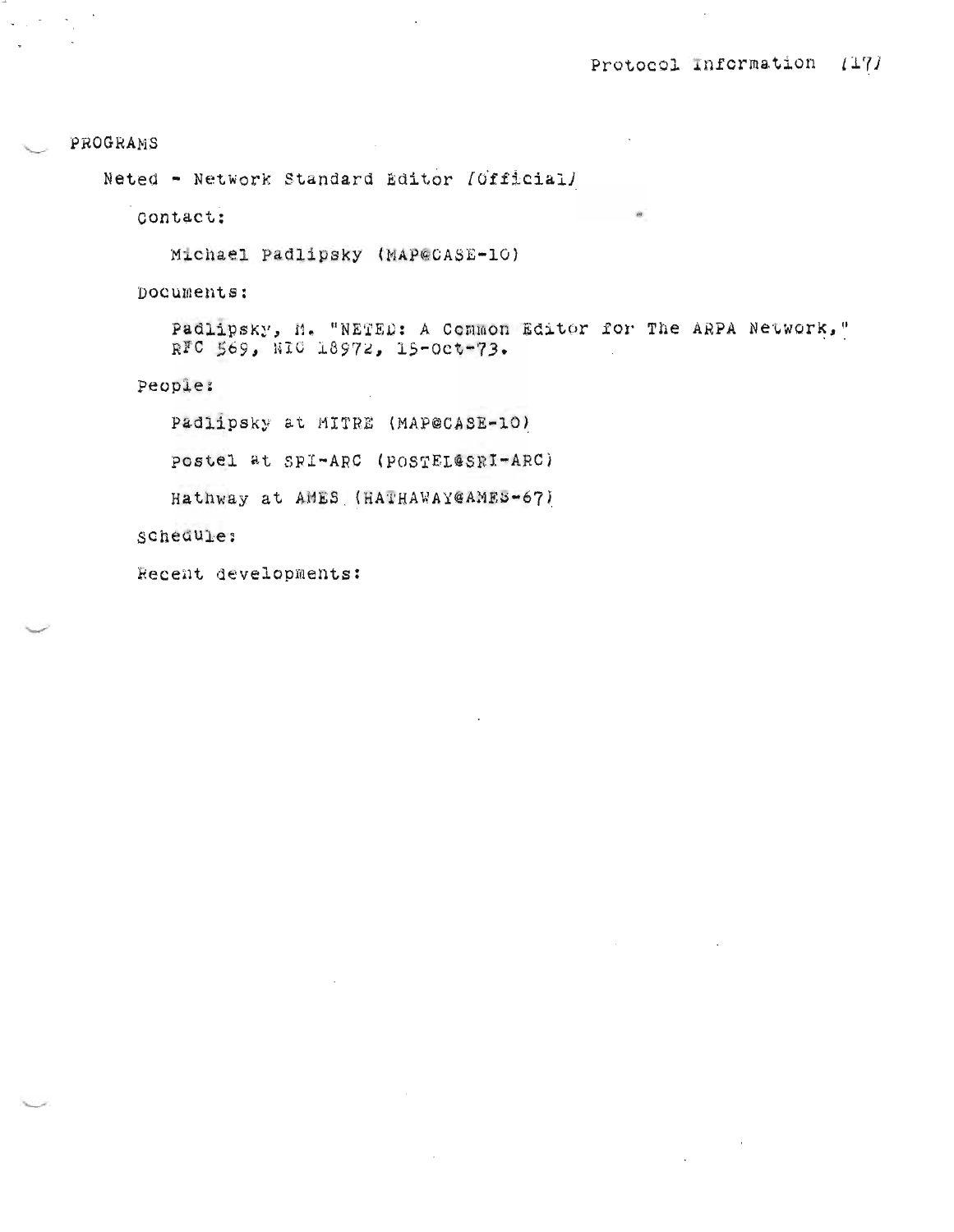PROGRAMS

Neted - Network Standard Editor (Official)

Contact:

Michael Padlipsky (MAP@CASE-10)

Documents:

Padlipsky, M. "NETED: A Common Editor for The ARPA Network," RFC 569, NIC 18972, 15-Oct-73.

People:

Padlipsky at MITRE (MAP@CASE-10)

Postel at SRI-ARC (POSTEL@SRI-ARC)

Hathway at AMES (HATHAWAY@AMES-67)

Schedule:

Recent developments: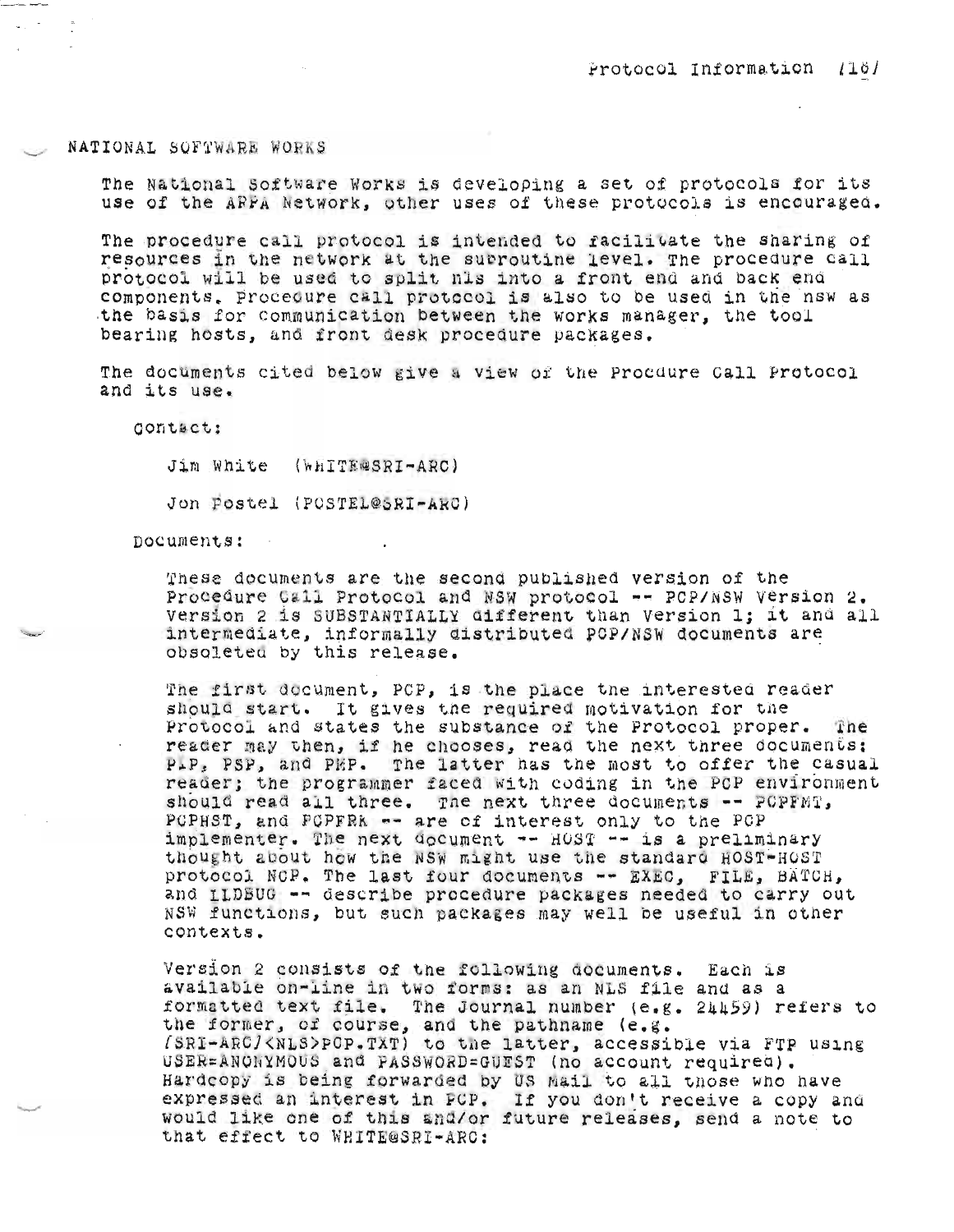## NATIONAL SOFTWARE WORKS

The National Software Works is developing a set of protocols for its use of the ARPA Network, other uses of these protocols is encouraged.

The procedure call protocol is intended to facilitate the sharing of resources in the network at the subroutine level. The procedure call protocol will be used to split nls into a front end and back end components. Procedure call protocol is also to be used in the nsw as the basis for communication between the works manager, the tool bearing hosts, and front desk procedure packages.

The documents cited below give a view of the Procdure Call Protocol and its use.

Contact:

Jim White (WHITE@SRI-ARC)

Jon Postel (POSTEL@SRI-ARC)

Documents:

These documents are the second published version of the Procedure Call Protocol and NSW protocol -- PCP/NSW Version 2. Version 2 is SUBSTANTIALLY different than Version 1; it and all intermediate, informally distributed PCP/NSW documents are obsoleted by this release.

The first document, PCP, is the place the interested reader should start. It gives the required motivation for the Protocol and states the substance of the Protocol proper. The reader may then, if he chooses, read the next three documents: PIP, PSP, and PMP. The latter has the most to offer the casual reader; the programmer faced with coding in the PCP environment should read all three. The next three documents -- PCPFMT, PCPHST, and PCPFRK -- are of interest only to the PCP implementer. The next document -- HOST -- is a preliminary thought about how the NSW might use the standard HOST-HOST protocol NCP. The last four documents -- EXEC, FILE, BATCH, and ILDBUG -- describe procedure packages needed to carry out NSW functions, but such packages may well be useful in other contexts.

Version 2 consists of the following documents. Each is available on-line in two forms: as an NLS file and as a formatted text file. The Journal number (e.g. 24459) refers to the former, of course, and the pathname (e.g. [SRI-ARC]<NLS>PCP.TXT) to the latter, accessible via FTP using USER=ANONYMOUS and PASSWORD=GUEST (no account required). Hardcopy is being forwarded by US Mail to all those who have expressed an interest in PCP. If you don't receive a copy and would like one of this and/or future releases, send a note to that effect to WHITE@SRI-ARC: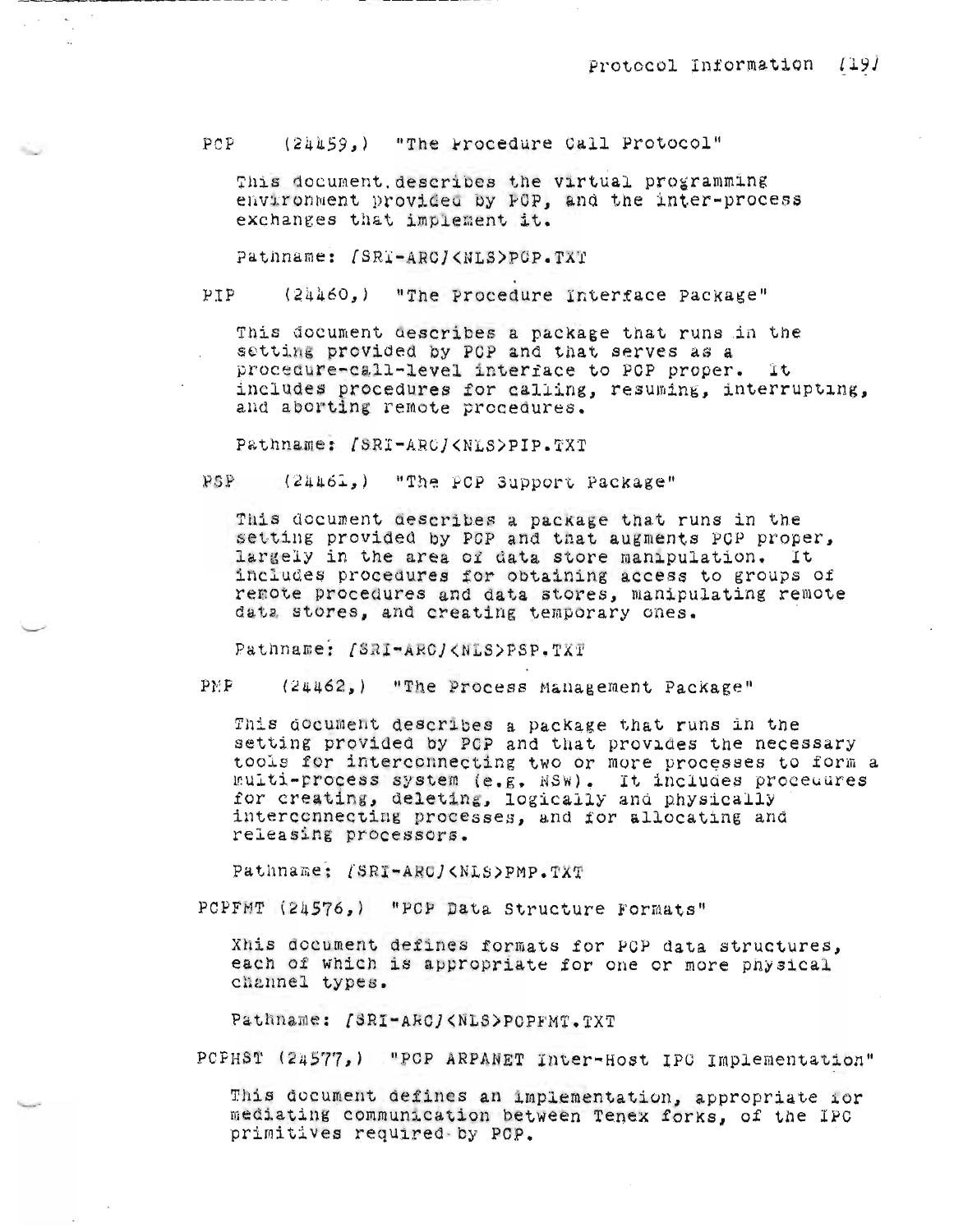PCP (24459,) "The Procedure Call Protocol"

This document describes the virtual programming environment provided by PCP, and the inter-process exchanges that implement it.

Pathname: [SRI-ARC]<NLS>PCP.TXT

PIP (24460,) "The Procedure Interface Package"

This document describes a package that runs in the setting provided by PCP and that serves as a procedure-call-level interface to PCP proper. It includes procedures for calling, resuming, interrupting, and aborting remote procedures.

Pathname: [SRI-ARC]<NLS>PIP.TXT

PSP (24461,) "The PCP Support Package"

This document describes a package that runs in the setting provided by PCP and that augments PCP proper, largely in the area of data store manipulation. It includes procedures for obtaining access to groups of remote procedures and data stores, manipulating remote data stores, and creating temporary ones.

Pathname: [SRI-ARC]<NLS>PSP.TXT

PMP (24462,) "The Process Management Package"

This document describes a package that runs in the setting provided by PCP and that provides the necessary tools for interconnecting two or more processes to form a multi-process system (e.g. NSW). It includes procedures for creating, deleting, logically and physically interconnecting processes, and for allocating and releasing processors.

Pathname: [SRI-ARC]<NLS>PMP.TXT

PCPFMT (24576,) "PCP Data Structure Formats"

Xhis document defines formats for PCP data structures, each of which is appropriate for one or more physical channel types.

Pathname: [SRI-ARC]<NLS>PCPFMT.TXT

PCPHST (24577,) "PCP ARPANET Inter-Host IPC Implementation"

This document defines an implementation, appropriate for mediating communication between Tenex forks, of the IPC primitives required by PCP.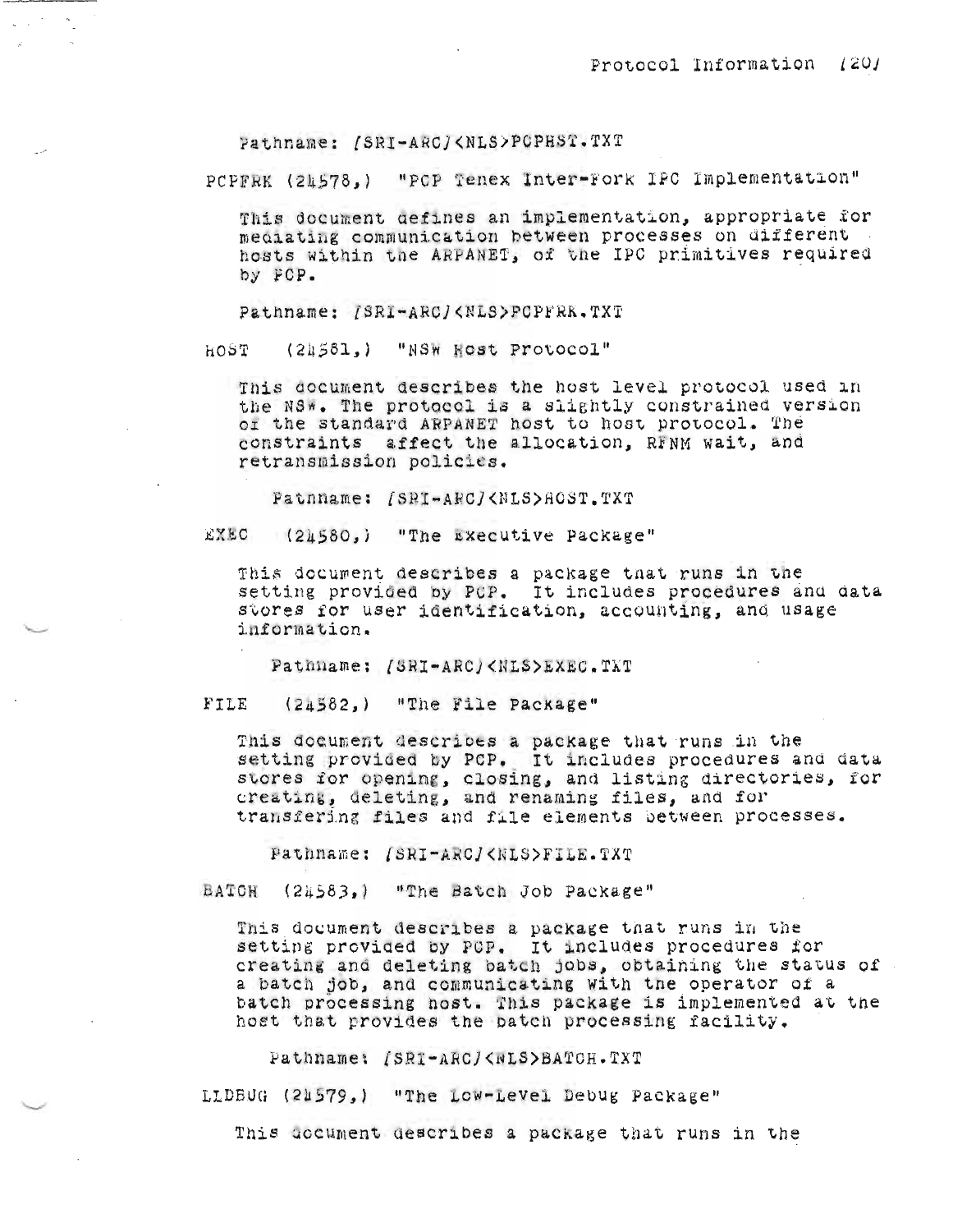Pathname: /SRI-ARC/<NLS>PCPHST.TXT

PCPFRK (24578,) "PCP Tenex Inter-Fork IPC Implementation"

This document defines an implementation, appropriate for mediating communication between processes on different hosts within the ARPANET, of the IPC primitives required by PCP.

Pathname: /SRI-ARC/<NLS>PCPFRK.TXT

HOST (24581,) "NSW Host Protocol"

This document describes the host level protocol used in the NSW. The protocol is a slightly constrained version of the standard ARPANET host to host protocol. The constraints affect the allocation, RFNM wait, and retransmission policies.

Pathname: /SRI-ARC/<NLS>HOST.TXT

EXEC (24580,) "The Executive Package"

This document describes a package that runs in the setting provided by PCP. It includes procedures and data stores for user identification, accounting, and usage information.

Pathname: /SRI-ARC/<NLS>EXEC.TXT

FILE (24582,) "The File Package"

This document describes a package that runs in the setting provided by PCP. It includes procedures and data stores for opening, closing, and listing directories, for creating, deleting, and renaming files, and for transfering files and file elements between processes.

Pathname: /SRI-ARC/<NLS>FILE.TXT

BATCH (24583,) "The Batch Job Package"

This document describes a package that runs in the setting provided by PCP. It includes procedures for creating and deleting batch jobs, obtaining the status of a batch job, and communicating with the operator of a batch processing host. This package is implemented at the host that provides the batch processing facility.

Pathname: /SRI-ARC/<NLS>BATCH.TXT

LLDBUG (24579,) "The Low-Level Debug Package"

This document describes a package that runs in the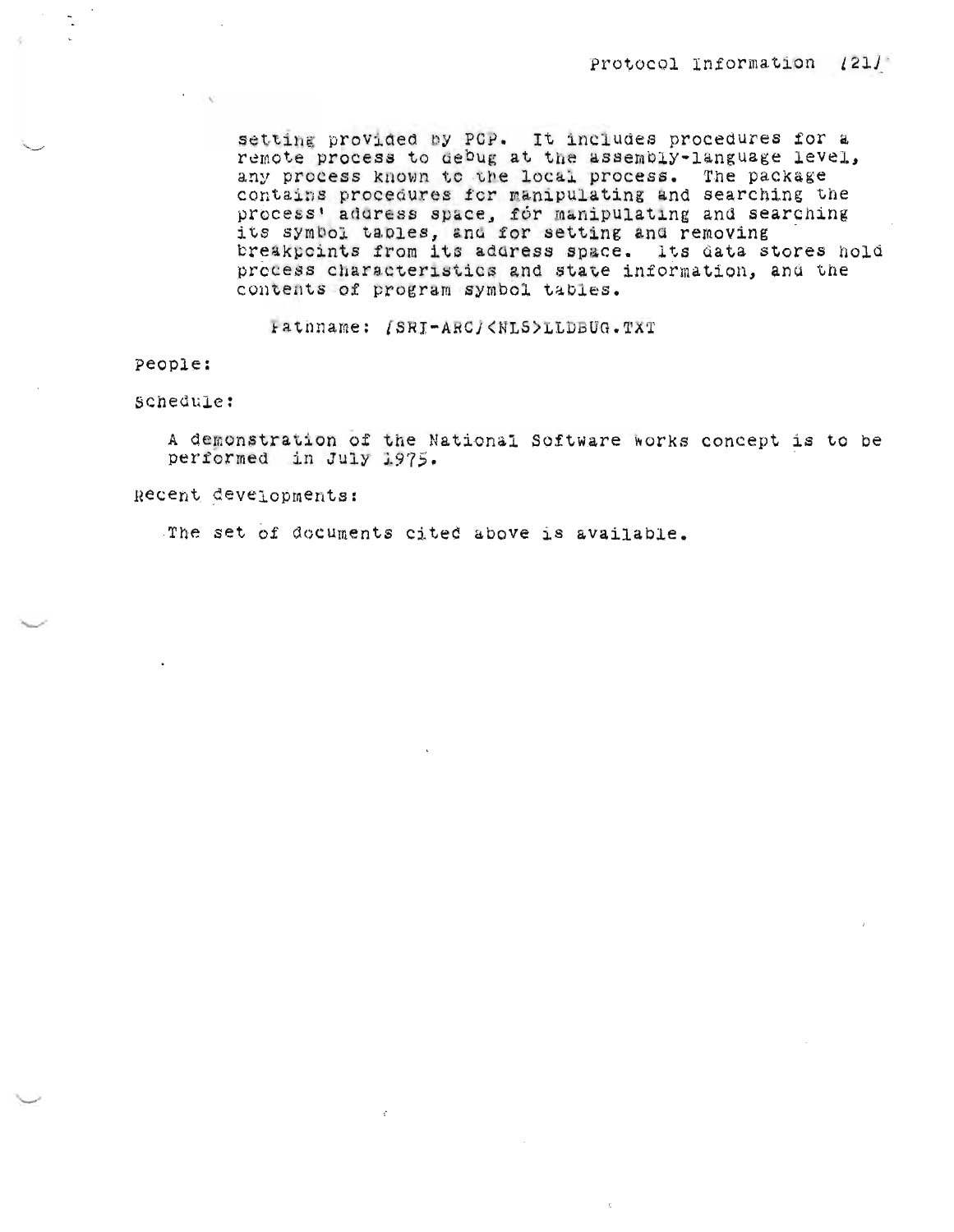setting provided by PCP. It includes procedures for a remote process to debug at the assembly-language level, any process known to the local process. The package contains procedures for manipulating and searching the process' address space, for manipulating and searching its symbol tables, and for setting and removing breakpoints from its address space. Its data stores hold process characteristics and state information, and the contents of program symbol tables.

Pathname: [SRI-ARC]<NLS>LLDBUG.TXT

People:

Schedule:

A demonstration of the National Software Works concept is to be performed in July 1975.

Recent developments:

The set of documents cited above is available.